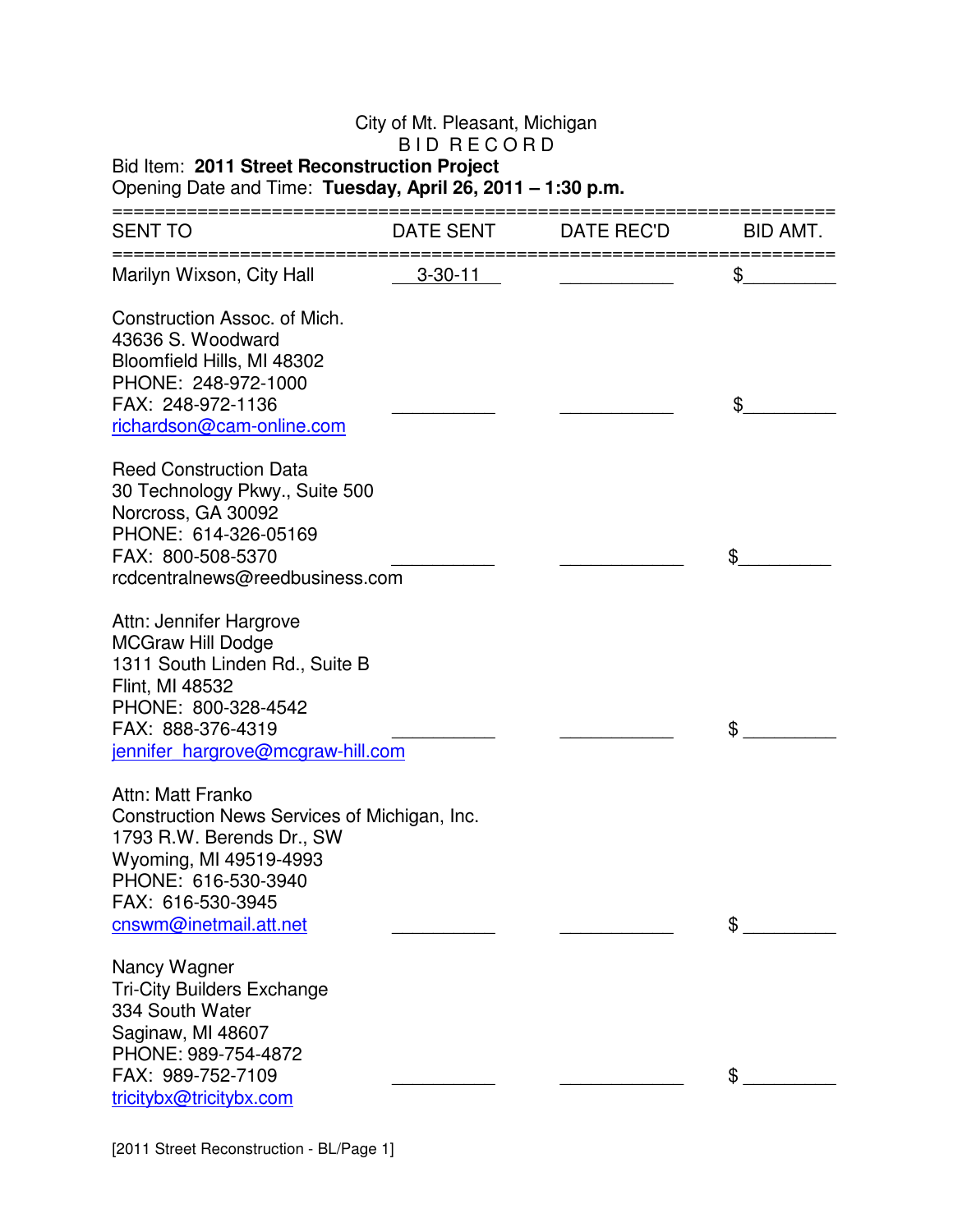City of Mt. Pleasant, Michigan

BID RECORD

Bid Item: **2011 Street Reconstruction Project**

Opening Date and Time: **Tuesday, April 26, 2011 – 1:30 p.m.**

| SENT TO | DATE SENT | DATE REC'D | BID AMT. |
|---|---|---|---|
| Marilyn Wixson, City Hall | 3-30-11 | | $ |
| Construction Assoc. of Mich.<br>43636 S. Woodward<br>Bloomfield Hills, MI 48302<br>PHONE: 248-972-1000<br>FAX: 248-972-1136<br>richardson@cam-online.com | | | $ |
| Reed Construction Data<br>30 Technology Pkwy., Suite 500<br>Norcross, GA 30092<br>PHONE: 614-326-05169<br>FAX: 800-508-5370<br>rcdcentralnews@reedbusiness.com | | | $ |
| Attn: Jennifer Hargrove<br>MCGraw Hill Dodge<br>1311 South Linden Rd., Suite B<br>Flint, MI 48532<br>PHONE: 800-328-4542<br>FAX: 888-376-4319<br>jennifer_hargrove@mcgraw-hill.com | | | $ |
| Attn: Matt Franko<br>Construction News Services of Michigan, Inc.<br>1793 R.W. Berends Dr., SW<br>Wyoming, MI 49519-4993<br>PHONE: 616-530-3940<br>FAX: 616-530-3945<br>cnswm@inetmail.att.net | | | $ |
| Nancy Wagner<br>Tri-City Builders Exchange<br>334 South Water<br>Saginaw, MI 48607<br>PHONE: 989-754-4872<br>FAX: 989-752-7109<br>tricitybx@tricitybx.com | | | $ |

[2011 Street Reconstruction - BL/Page 1]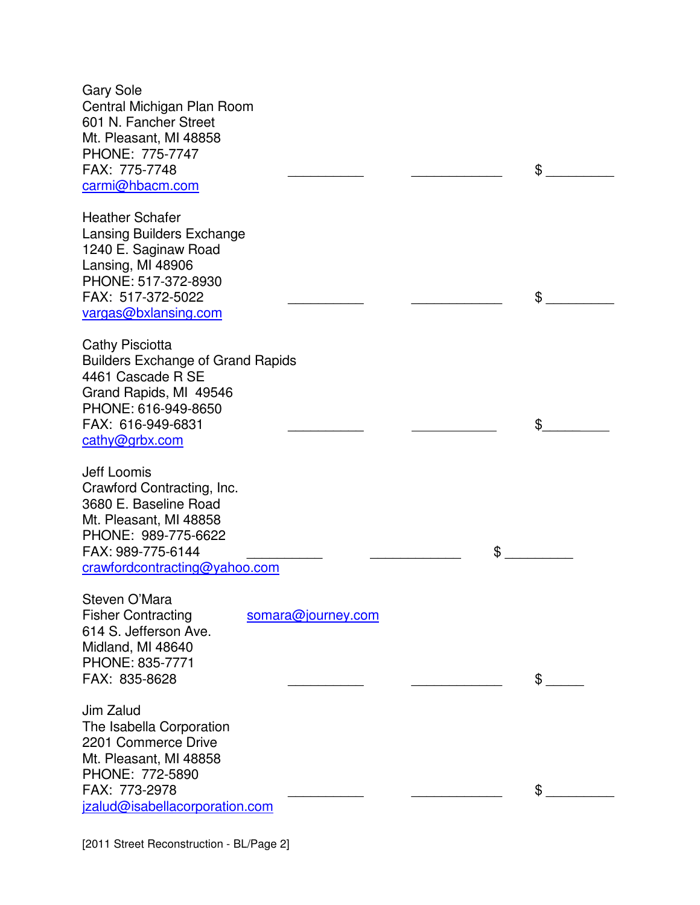Gary Sole
Central Michigan Plan Room
601 N. Fancher Street
Mt. Pleasant, MI 48858
PHONE: 775-7747
FAX: 775-7748 \_\_\_\_\_\_\_\_\_\_ \_\_\_\_\_\_\_\_\_\_\_\_ $ \_\_\_\_\_\_\_\_\_
carmi@hbacm.com

Heather Schafer
Lansing Builders Exchange
1240 E. Saginaw Road
Lansing, MI 48906
PHONE: 517-372-8930
FAX: 517-372-5022 \_\_\_\_\_\_\_\_\_\_ \_\_\_\_\_\_\_\_\_\_\_\_ $ \_\_\_\_\_\_\_\_\_
vargas@bxlansing.com

Cathy Pisciotta
Builders Exchange of Grand Rapids
4461 Cascade R SE
Grand Rapids, MI 49546
PHONE: 616-949-8650
FAX: 616-949-6831 \_\_\_\_\_\_\_\_\_\_ \_\_\_\_\_\_\_\_\_\_\_\_ $\_\_\_\_\_\_\_\_\_
cathy@grbx.com

Jeff Loomis
Crawford Contracting, Inc.
3680 E. Baseline Road
Mt. Pleasant, MI 48858
PHONE: 989-775-6622
FAX: 989-775-6144 \_\_\_\_\_\_\_\_\_\_ \_\_\_\_\_\_\_\_\_\_\_\_ $ \_\_\_\_\_\_\_\_\_
crawfordcontracting@yahoo.com

Steven O'Mara
Fisher Contracting somara@journey.com
614 S. Jefferson Ave.
Midland, MI 48640
PHONE: 835-7771
FAX: 835-8628 \_\_\_\_\_\_\_\_\_\_ \_\_\_\_\_\_\_\_\_\_\_\_ $ \_\_\_\_\_

Jim Zalud
The Isabella Corporation
2201 Commerce Drive
Mt. Pleasant, MI 48858
PHONE: 772-5890
FAX: 773-2978 \_\_\_\_\_\_\_\_\_\_ \_\_\_\_\_\_\_\_\_\_\_\_ $ \_\_\_\_\_\_\_\_\_
jzalud@isabellacorporation.com

[2011 Street Reconstruction - BL/Page 2]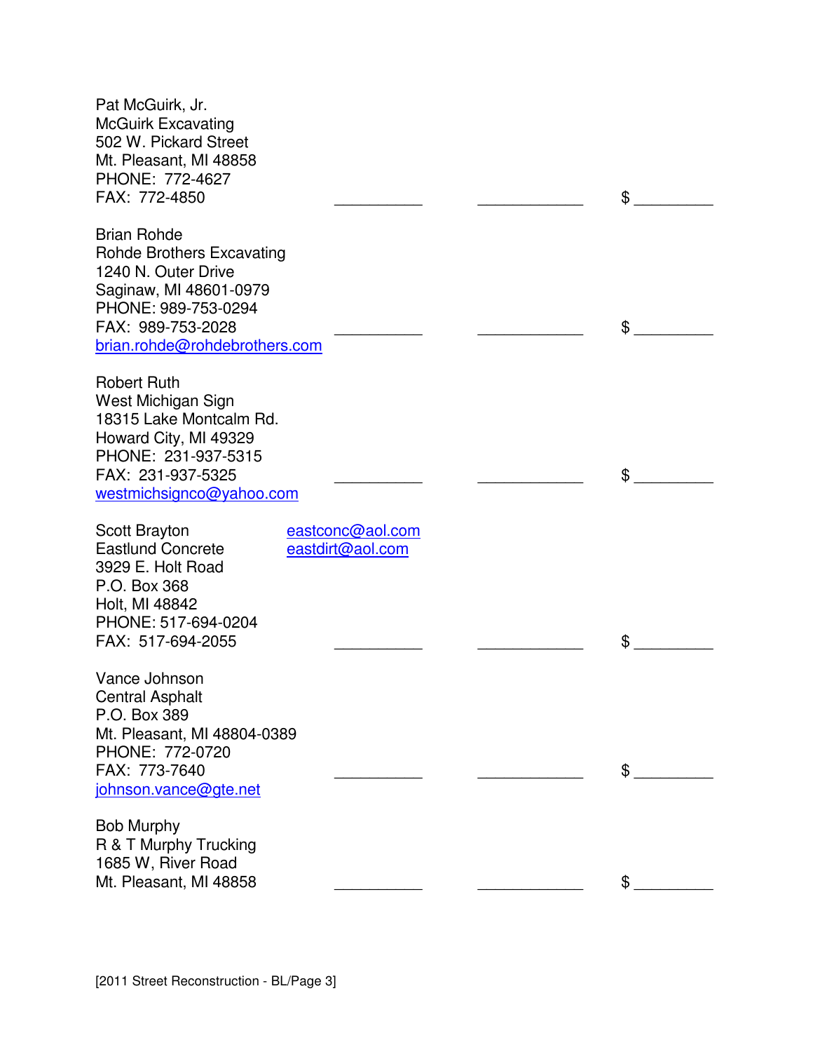Pat McGuirk, Jr.
McGuirk Excavating
502 W. Pickard Street
Mt. Pleasant, MI 48858
PHONE: 772-4627
FAX: 772-4850 \_\_\_\_\_\_\_\_\_\_ \_\_\_\_\_\_\_\_\_\_\_\_ $ \_\_\_\_\_\_\_\_\_

Brian Rohde
Rohde Brothers Excavating
1240 N. Outer Drive
Saginaw, MI 48601-0979
PHONE: 989-753-0294
FAX: 989-753-2028 \_\_\_\_\_\_\_\_\_\_ \_\_\_\_\_\_\_\_\_\_\_\_ $ \_\_\_\_\_\_\_\_\_
brian.rohde@rohdebrothers.com

Robert Ruth
West Michigan Sign
18315 Lake Montcalm Rd.
Howard City, MI 49329
PHONE: 231-937-5315
FAX: 231-937-5325 \_\_\_\_\_\_\_\_\_\_ \_\_\_\_\_\_\_\_\_\_\_\_ $ \_\_\_\_\_\_\_\_\_
westmichsignco@yahoo.com

Scott Brayton eastconc@aol.com
Eastlund Concrete eastdirt@aol.com
3929 E. Holt Road
P.O. Box 368
Holt, MI 48842
PHONE: 517-694-0204
FAX: 517-694-2055 \_\_\_\_\_\_\_\_\_\_ \_\_\_\_\_\_\_\_\_\_\_\_ $ \_\_\_\_\_\_\_\_\_

Vance Johnson
Central Asphalt
P.O. Box 389
Mt. Pleasant, MI 48804-0389
PHONE: 772-0720
FAX: 773-7640 \_\_\_\_\_\_\_\_\_\_ \_\_\_\_\_\_\_\_\_\_\_\_ $ \_\_\_\_\_\_\_\_\_
johnson.vance@gte.net

Bob Murphy
R & T Murphy Trucking
1685 W, River Road
Mt. Pleasant, MI 48858 \_\_\_\_\_\_\_\_\_\_ \_\_\_\_\_\_\_\_\_\_\_\_ $ \_\_\_\_\_\_\_\_\_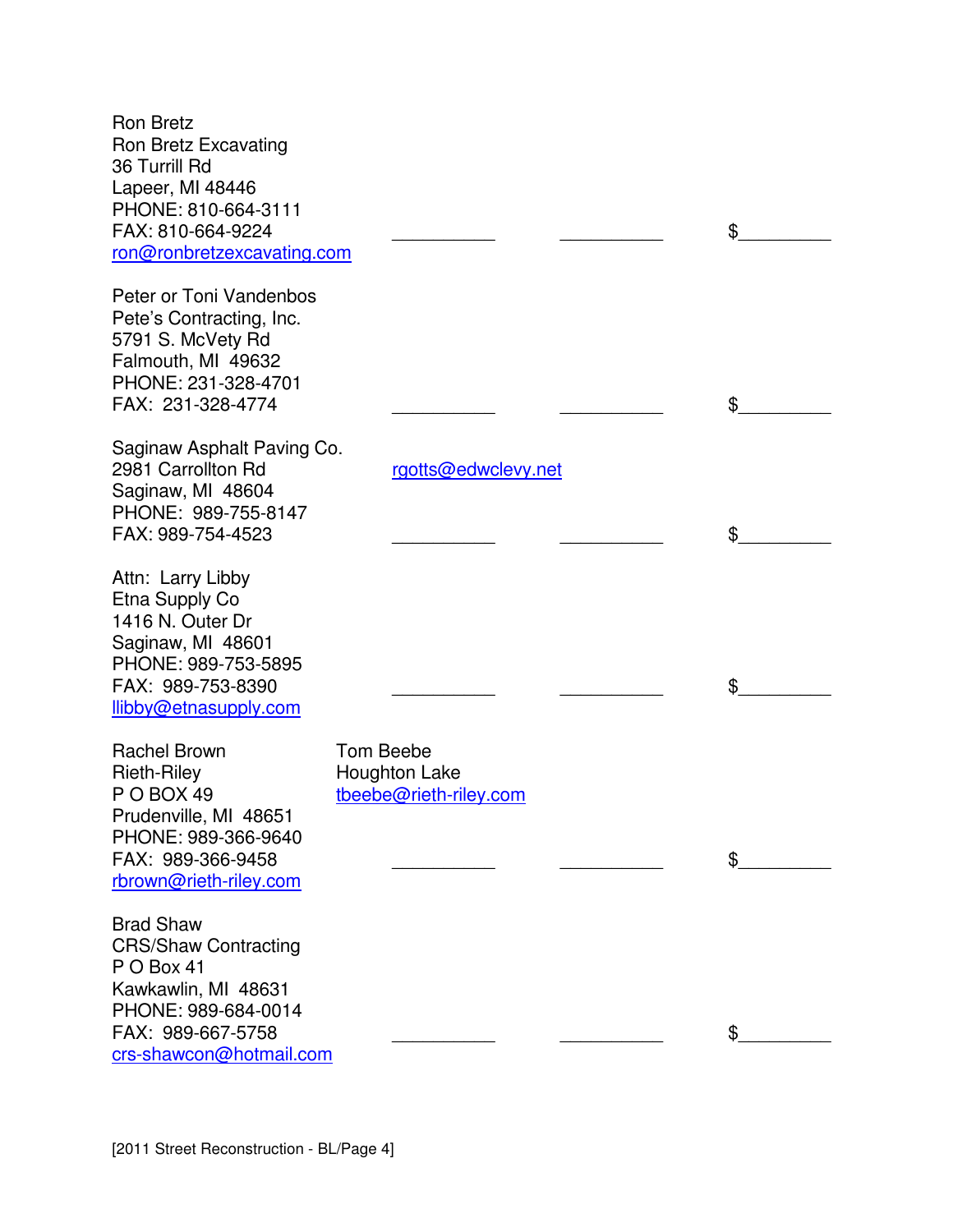Ron Bretz
Ron Bretz Excavating
36 Turrill Rd
Lapeer, MI 48446
PHONE: 810-664-3111
FAX: 810-664-9224 __________ __________ $_________
ron@ronbretzexcavating.com

Peter or Toni Vandenbos
Pete's Contracting, Inc.
5791 S. McVety Rd
Falmouth, MI 49632
PHONE: 231-328-4701
FAX: 231-328-4774 __________ __________ $_________

Saginaw Asphalt Paving Co.
2981 Carrollton Rd rgotts@edwclevy.net
Saginaw, MI 48604
PHONE: 989-755-8147
FAX: 989-754-4523 __________ __________ $_________

Attn: Larry Libby
Etna Supply Co
1416 N. Outer Dr
Saginaw, MI 48601
PHONE: 989-753-5895
FAX: 989-753-8390 __________ __________ $_________
llibby@etnasupply.com

Rachel Brown
Rieth-Riley
P O BOX 49
Prudenville, MI 48651
PHONE: 989-366-9640
FAX: 989-366-9458 __________ __________ $_________
rbrown@rieth-riley.com

Tom Beebe
Houghton Lake
tbeebe@rieth-riley.com

Brad Shaw
CRS/Shaw Contracting
P O Box 41
Kawkawlin, MI 48631
PHONE: 989-684-0014
FAX: 989-667-5758 __________ __________ $_________
crs-shawcon@hotmail.com

[2011 Street Reconstruction - BL/Page 4]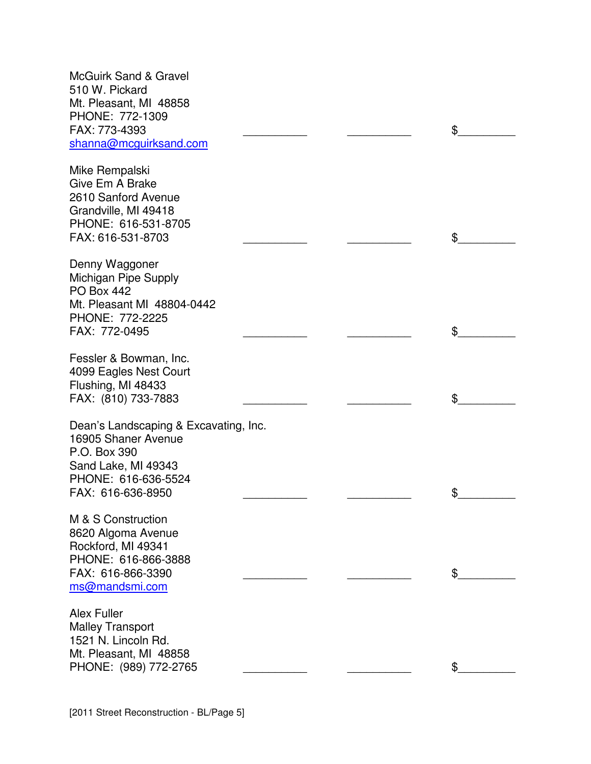McGuirk Sand & Gravel
510 W. Pickard
Mt. Pleasant, MI 48858
PHONE: 772-1309
FAX: 773-4393 __________ __________ $_________
shanna@mcguirksand.com

Mike Rempalski
Give Em A Brake
2610 Sanford Avenue
Grandville, MI 49418
PHONE: 616-531-8705
FAX: 616-531-8703 __________ __________ $_________

Denny Waggoner
Michigan Pipe Supply
PO Box 442
Mt. Pleasant MI 48804-0442
PHONE: 772-2225
FAX: 772-0495 __________ __________ $_________

Fessler & Bowman, Inc.
4099 Eagles Nest Court
Flushing, MI 48433
FAX: (810) 733-7883 __________ __________ $_________

Dean's Landscaping & Excavating, Inc.
16905 Shaner Avenue
P.O. Box 390
Sand Lake, MI 49343
PHONE: 616-636-5524
FAX: 616-636-8950 __________ __________ $_________

M & S Construction
8620 Algoma Avenue
Rockford, MI 49341
PHONE: 616-866-3888
FAX: 616-866-3390 __________ __________ $_________
ms@mandsmi.com

Alex Fuller
Malley Transport
1521 N. Lincoln Rd.
Mt. Pleasant, MI 48858
PHONE: (989) 772-2765 __________ __________ $_________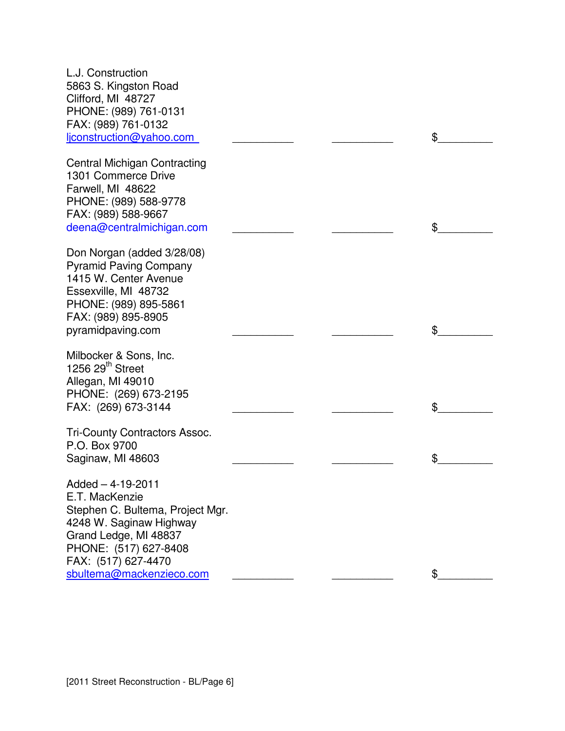| | | | |
|---|---|---|---|
| L.J. Construction<br>5863 S. Kingston Road<br>Clifford, MI 48727<br>PHONE: (989) 761-0131<br>FAX: (989) 761-0132<br>ljconstruction@yahoo.com | ___________ | ___________ | $_________ |
| Central Michigan Contracting<br>1301 Commerce Drive<br>Farwell, MI 48622<br>PHONE: (989) 588-9778<br>FAX: (989) 588-9667<br>deena@centralmichigan.com | ___________ | ___________ | $_________ |
| Don Norgan (added 3/28/08)<br>Pyramid Paving Company<br>1415 W. Center Avenue<br>Essexville, MI 48732<br>PHONE: (989) 895-5861<br>FAX: (989) 895-8905<br>pyramidpaving.com | ___________ | ___________ | $_________ |
| Milbocker & Sons, Inc.<br>1256 29th Street<br>Allegan, MI 49010<br>PHONE: (269) 673-2195<br>FAX: (269) 673-3144 | ___________ | ___________ | $_________ |
| Tri-County Contractors Assoc.<br>P.O. Box 9700<br>Saginaw, MI 48603 | ___________ | ___________ | $_________ |
| Added – 4-19-2011<br>E.T. MacKenzie<br>Stephen C. Bultema, Project Mgr.<br>4248 W. Saginaw Highway<br>Grand Ledge, MI 48837<br>PHONE: (517) 627-8408<br>FAX: (517) 627-4470<br>sbultema@mackenzieco.com | ___________ | ___________ | $_________ |

[2011 Street Reconstruction - BL/Page 6]